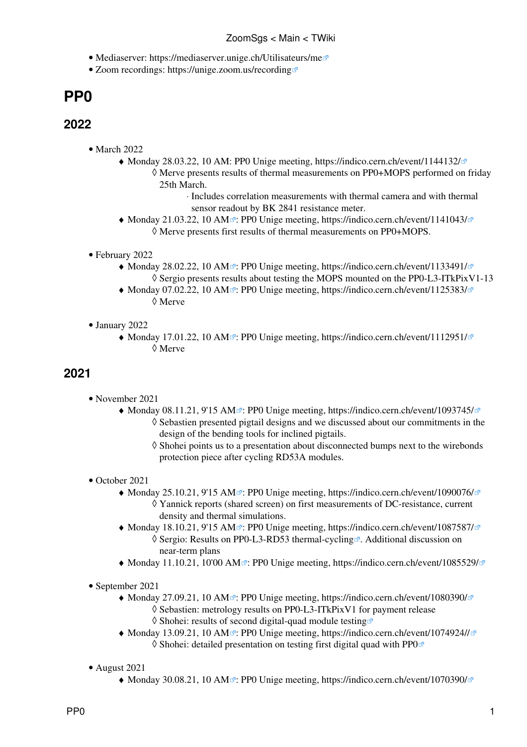- Mediaserver: https://mediaserver.unige.ch/Utilisateurs/me
- Zoom recordings: https://unige.zoom.us/recording

# PP0

## 2022

- March 2022
  - Monday 28.03.22, 10 AM: PP0 Unige meeting, https://indico.cern.ch/event/1144132/
    - Merve presents results of thermal measurements on PP0+MOPS performed on friday 25th March.
      - Includes correlation measurements with thermal camera and with thermal sensor readout by BK 2841 resistance meter.
  - Monday 21.03.22, 10 AM: PP0 Unige meeting, https://indico.cern.ch/event/1141043/
    - Merve presents first results of thermal measurements on PP0+MOPS.

- February 2022
  - Monday 28.02.22, 10 AM: PP0 Unige meeting, https://indico.cern.ch/event/1133491/
    - Sergio presents results about testing the MOPS mounted on the PP0-L3-ITkPixV1-13
  - Monday 07.02.22, 10 AM: PP0 Unige meeting, https://indico.cern.ch/event/1125383/
    - Merve

- January 2022
  - Monday 17.01.22, 10 AM: PP0 Unige meeting, https://indico.cern.ch/event/1112951/
    - Merve

## 2021

- November 2021
  - Monday 08.11.21, 9'15 AM: PP0 Unige meeting, https://indico.cern.ch/event/1093745/
    - Sebastien presented pigtail designs and we discussed about our commitments in the design of the bending tools for inclined pigtails.
    - Shohei points us to a presentation about disconnected bumps next to the wirebonds protection piece after cycling RD53A modules.

- October 2021
  - Monday 25.10.21, 9'15 AM: PP0 Unige meeting, https://indico.cern.ch/event/1090076/
    - Yannick reports (shared screen) on first measurements of DC-resistance, current density and thermal simulations.
  - Monday 18.10.21, 9'15 AM: PP0 Unige meeting, https://indico.cern.ch/event/1087587/
    - Sergio: Results on PP0-L3-RD53 thermal-cycling. Additional discussion on near-term plans
  - Monday 11.10.21, 10'00 AM: PP0 Unige meeting, https://indico.cern.ch/event/1085529/

- September 2021
  - Monday 27.09.21, 10 AM: PP0 Unige meeting, https://indico.cern.ch/event/1080390/
    - Sebastien: metrology results on PP0-L3-ITkPixV1 for payment release
    - Shohei: results of second digital-quad module testing
  - Monday 13.09.21, 10 AM: PP0 Unige meeting, https://indico.cern.ch/event/1074924//
    - Shohei: detailed presentation on testing first digital quad with PP0

- August 2021
  - Monday 30.08.21, 10 AM: PP0 Unige meeting, https://indico.cern.ch/event/1070390/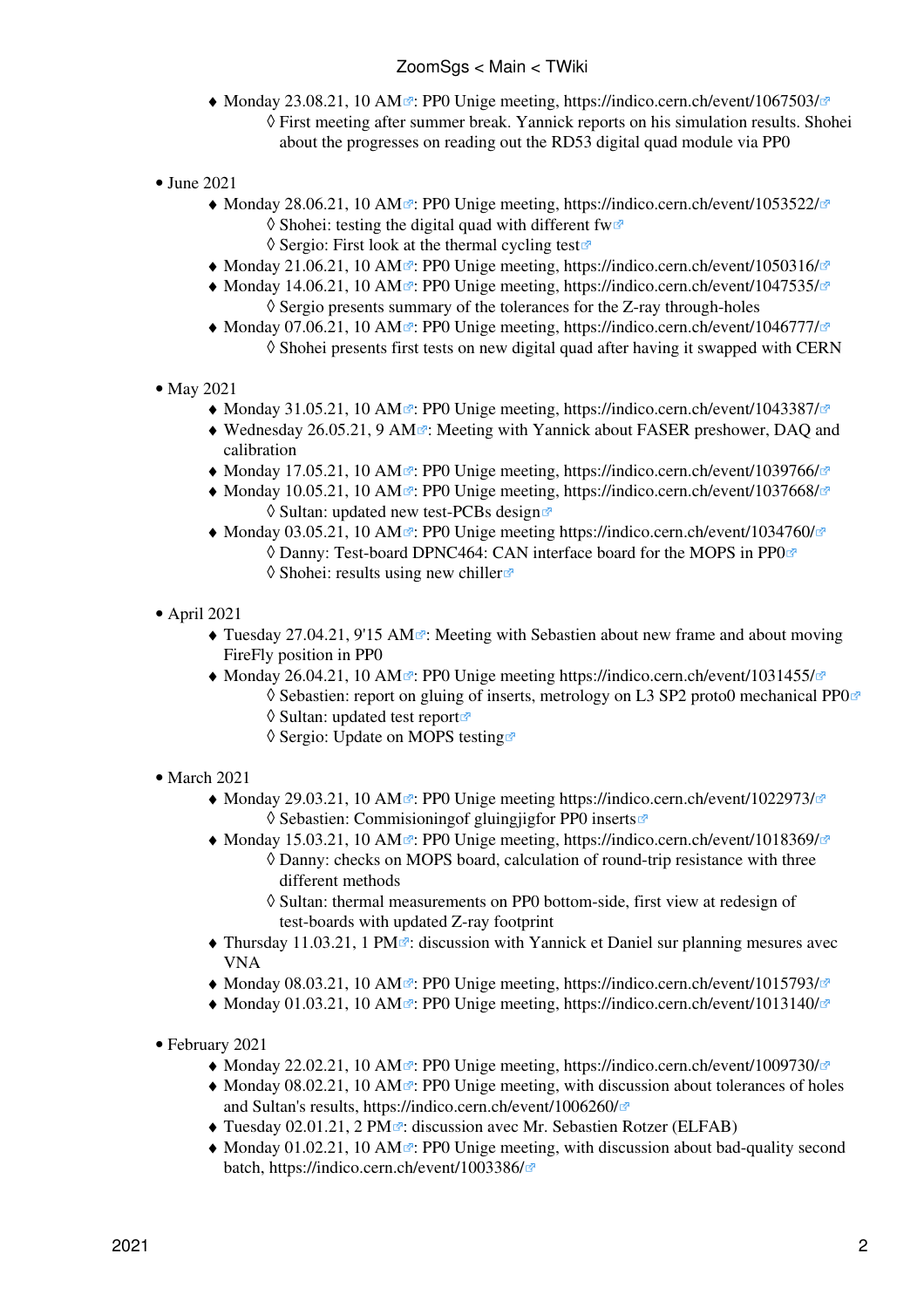- Monday 23.08.21, 10 AM: PP0 Unige meeting, https://indico.cern.ch/event/1067503/
    - First meeting after summer break. Yannick reports on his simulation results. Shohei about the progresses on reading out the RD53 digital quad module via PP0

- June 2021
    - Monday 28.06.21, 10 AM: PP0 Unige meeting, https://indico.cern.ch/event/1053522/
        - Shohei: testing the digital quad with different fw
        - Sergio: First look at the thermal cycling test
    - Monday 21.06.21, 10 AM: PP0 Unige meeting, https://indico.cern.ch/event/1050316/
    - Monday 14.06.21, 10 AM: PP0 Unige meeting, https://indico.cern.ch/event/1047535/
        - Sergio presents summary of the tolerances for the Z-ray through-holes
    - Monday 07.06.21, 10 AM: PP0 Unige meeting, https://indico.cern.ch/event/1046777/
        - Shohei presents first tests on new digital quad after having it swapped with CERN

- May 2021
    - Monday 31.05.21, 10 AM: PP0 Unige meeting, https://indico.cern.ch/event/1043387/
    - Wednesday 26.05.21, 9 AM: Meeting with Yannick about FASER preshower, DAQ and calibration
    - Monday 17.05.21, 10 AM: PP0 Unige meeting, https://indico.cern.ch/event/1039766/
    - Monday 10.05.21, 10 AM: PP0 Unige meeting, https://indico.cern.ch/event/1037668/
        - Sultan: updated new test-PCBs design
    - Monday 03.05.21, 10 AM: PP0 Unige meeting https://indico.cern.ch/event/1034760/
        - Danny: Test-board DPNC464: CAN interface board for the MOPS in PP0
        - Shohei: results using new chiller

- April 2021
    - Tuesday 27.04.21, 9'15 AM: Meeting with Sebastien about new frame and about moving FireFly position in PP0
    - Monday 26.04.21, 10 AM: PP0 Unige meeting https://indico.cern.ch/event/1031455/
        - Sebastien: report on gluing of inserts, metrology on L3 SP2 proto0 mechanical PP0
        - Sultan: updated test report
        - Sergio: Update on MOPS testing

- March 2021
    - Monday 29.03.21, 10 AM: PP0 Unige meeting https://indico.cern.ch/event/1022973/
        - Sebastien: Commisioningof gluingjigfor PP0 inserts
    - Monday 15.03.21, 10 AM: PP0 Unige meeting, https://indico.cern.ch/event/1018369/
        - Danny: checks on MOPS board, calculation of round-trip resistance with three different methods
        - Sultan: thermal measurements on PP0 bottom-side, first view at redesign of test-boards with updated Z-ray footprint
    - Thursday 11.03.21, 1 PM: discussion with Yannick et Daniel sur planning mesures avec VNA
    - Monday 08.03.21, 10 AM: PP0 Unige meeting, https://indico.cern.ch/event/1015793/
    - Monday 01.03.21, 10 AM: PP0 Unige meeting, https://indico.cern.ch/event/1013140/

- February 2021
    - Monday 22.02.21, 10 AM: PP0 Unige meeting, https://indico.cern.ch/event/1009730/
    - Monday 08.02.21, 10 AM: PP0 Unige meeting, with discussion about tolerances of holes and Sultan's results, https://indico.cern.ch/event/1006260/
    - Tuesday 02.01.21, 2 PM: discussion avec Mr. Sebastien Rotzer (ELFAB)
    - Monday 01.02.21, 10 AM: PP0 Unige meeting, with discussion about bad-quality second batch, https://indico.cern.ch/event/1003386/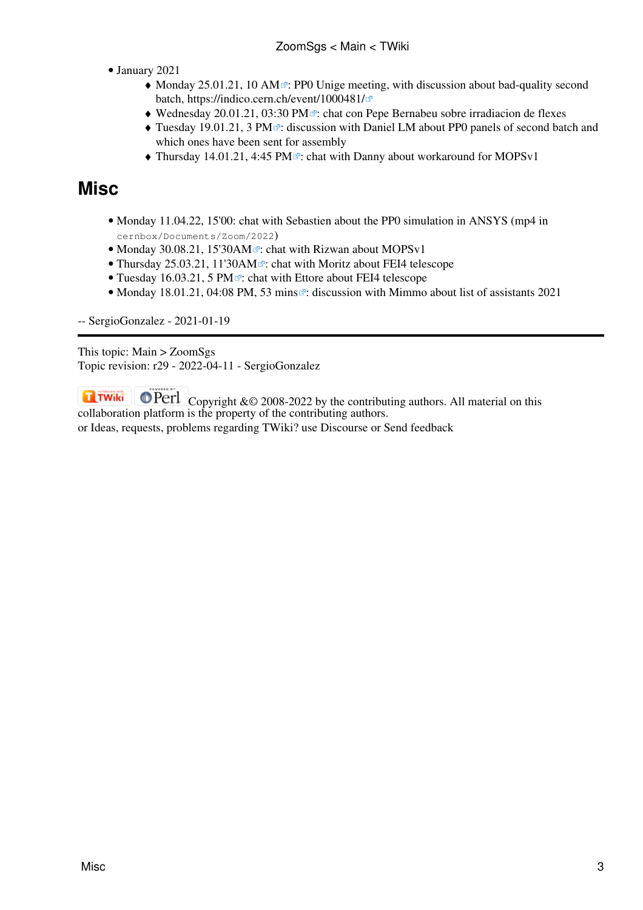- January 2021
  - Monday 25.01.21, 10 AM: PP0 Unige meeting, with discussion about bad-quality second batch, https://indico.cern.ch/event/1000481/
  - Wednesday 20.01.21, 03:30 PM: chat con Pepe Bernabeu sobre irradiacion de flexes
  - Tuesday 19.01.21, 3 PM: discussion with Daniel LM about PP0 panels of second batch and which ones have been sent for assembly
  - Thursday 14.01.21, 4:45 PM: chat with Danny about workaround for MOPSv1

# Misc

- Monday 11.04.22, 15'00: chat with Sebastien about the PP0 simulation in ANSYS (mp4 in `cernbox/Documents/Zoom/2022`)
- Monday 30.08.21, 15'30AM: chat with Rizwan about MOPSv1
- Thursday 25.03.21, 11'30AM: chat with Moritz about FEI4 telescope
- Tuesday 16.03.21, 5 PM: chat with Ettore about FEI4 telescope
- Monday 18.01.21, 04:08 PM, 53 mins: discussion with Mimmo about list of assistants 2021

-- SergioGonzalez - 2021-01-19

---

This topic: Main > ZoomSgs
Topic revision: r29 - 2022-04-11 - SergioGonzalez

Copyright &© 2008-2022 by the contributing authors. All material on this collaboration platform is the property of the contributing authors.
or Ideas, requests, problems regarding TWiki? use Discourse or Send feedback